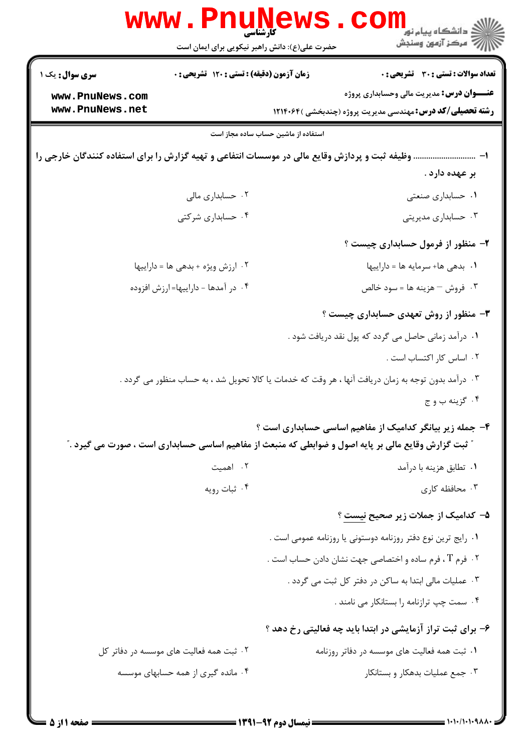کارشناسی

حضرت علی(ع): دانش راهبر نیکویی برای ایمان است

**سری سوال:** یک ۱

**زمان آزمون (دقیقه) : تستی : ۱۲۰ تشریحی : ۰**

**تعداد سوالات : تستی : ۳۰ تشریحی : ۰**

**عنـــوان درس:** مدیریت مالی وحسابداری پروژه

**رشته تحصیلی/کد درس:** مهندسی مدیریت پروژه (چندبخشی )۱۲۱۴۰۶۴

استفاده از ماشین حساب ساده مجاز است

**۱- ............................ وظیفه ثبت و پردازش وقایع مالی در موسسات انتفاعی و تهیه گزارش را برای استفاده کنندگان خارجی را بر عهده دارد .**

۱. حسابداری صنعتی

۲. حسابداری مالی

۳. حسابداری مدیریتی

۴. حسابداری شرکتی

**۲- منظور از فرمول حسابداری چیست ؟**

۱. بدهی ها+ سرمایه ها = داراییها

۲. ارزش ویژه + بدهی ها = داراییها

۳. فروش – هزینه ها = سود خالص

۴. در آمدها - داراییها= ارزش افزوده

**۳- منظور از روش تعهدی حسابداری چیست ؟**

۱. درآمد زمانی حاصل می گردد که پول نقد دریافت شود .

۲. اساس کار اکتساب است .

۳. درآمد بدون توجه به زمان دریافت آنها ، هر وقت که خدمات یا کالا تحویل شد ، به حساب منظور می گردد .

۴. گزینه ب و ج

**۴- جمله زیر بیانگر کدامیک از مفاهیم اساسی حسابداری است ؟**

**" ثبت گزارش وقایع مالی بر پایه اصول و ضوابطی که منبعث از مفاهیم اساسی حسابداری است ، صورت می گیرد ."**

۱. تطابق هزینه با درآمد

۲. اهمیت

۳. محافظه کاری

۴. ثبات رویه

**۵- کدامیک از جملات زیر صحیح نیست ؟**

۱. رایج ترین نوع دفتر روزنامه دوستونی یا روزنامه عمومی است .

۲. فرم T ، فرم ساده و اختصاصی جهت نشان دادن حساب است .

۳. عملیات مالی ابتدا به ساکن در دفتر کل ثبت می گردد .

۴. سمت چپ ترازنامه را بستانکار می نامند .

**۶- برای ثبت تراز آزمایشی در ابتدا باید چه فعالیتی رخ دهد ؟**

۱. ثبت همه فعالیت های موسسه در دفاتر روزنامه

۲. ثبت همه فعالیت های موسسه در دفاتر کل

۳. جمع عملیات بدهکار و بستانکار

۴. مانده گیری از همه حسابهای موسسه

نیمسال دوم ۹۲-۱۳۹۱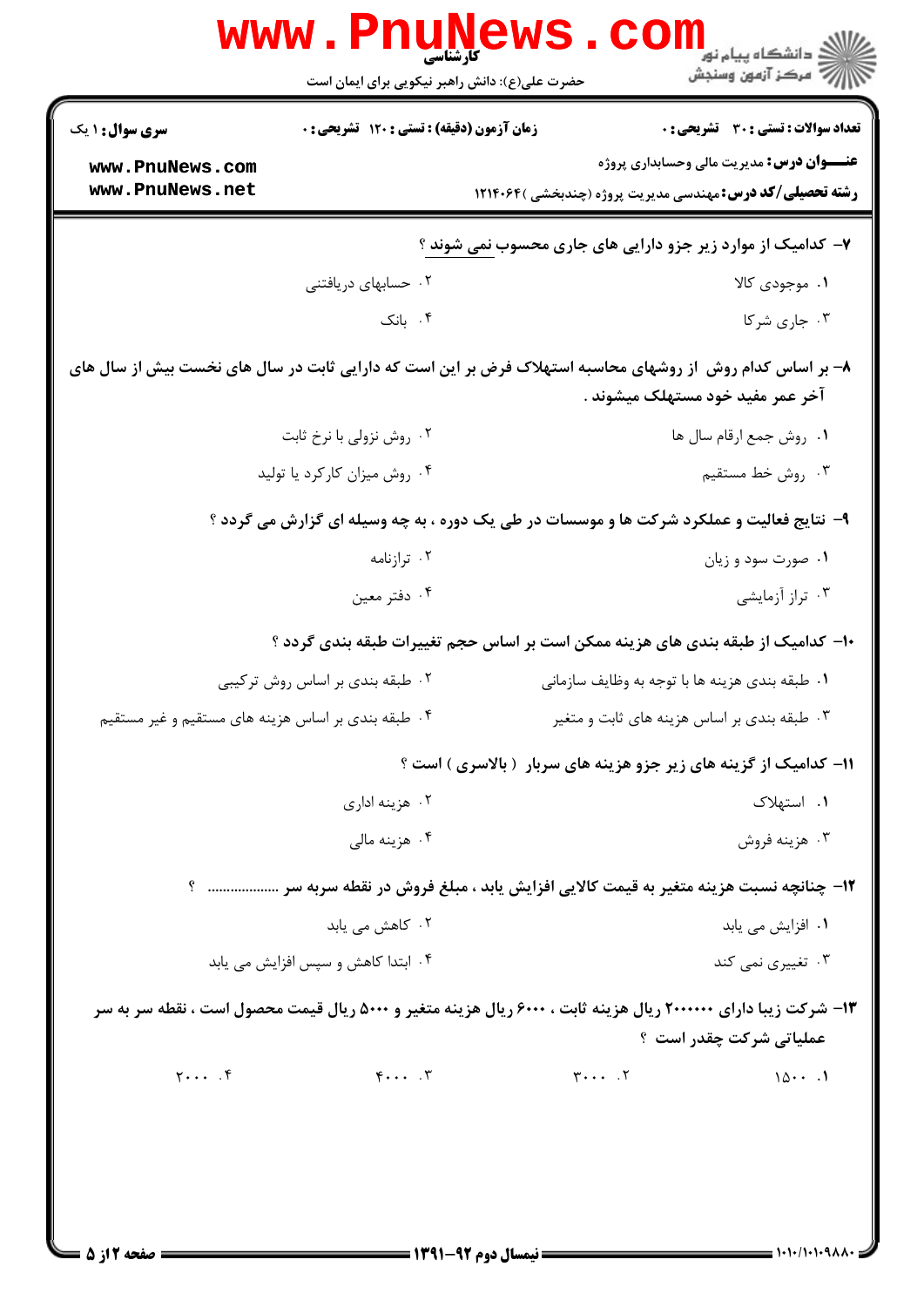۷- کدامیک از موارد زیر جزو دارایی های جاری محسوب نمی شوند ؟

۱. موجودی کالا
۲. حسابهای دریافتنی
۳. جاری شرکا
۴. بانک

۸- بر اساس کدام روش از روشهای محاسبه استهلاک فرض بر این است که دارایی ثابت در سال های نخست بیش از سال های آخر عمر مفید خود مستهلک میشوند .

۱. روش جمع ارقام سال ها
۲. روش نزولی با نرخ ثابت
۳. روش خط مستقیم
۴. روش میزان کارکرد یا تولید

۹- نتایج فعالیت و عملکرد شرکت ها و موسسات در طی یک دوره ، به چه وسیله ای گزارش می گردد ؟

۱. صورت سود و زیان
۲. ترازنامه
۳. تراز آزمایشی
۴. دفتر معین

۱۰- کدامیک از طبقه بندی های هزینه ممکن است بر اساس حجم تغییرات طبقه بندی گردد ؟

۱. طبقه بندی هزینه ها با توجه به وظایف سازمانی
۲. طبقه بندی بر اساس روش ترکیبی
۳. طبقه بندی بر اساس هزینه های ثابت و متغیر
۴. طبقه بندی بر اساس هزینه های مستقیم و غیر مستقیم

۱۱- کدامیک از گزینه های زیر جزو هزینه های سربار ( بالاسری ) است ؟

۱. استهلاک
۲. هزینه اداری
۳. هزینه فروش
۴. هزینه مالی

۱۲- چنانچه نسبت هزینه متغیر به قیمت کالایی افزایش یابد ، مبلغ فروش در نقطه سربه سر .................. ؟

۱. افزایش می یابد
۲. کاهش می یابد
۳. تغییری نمی کند
۴. ابتدا کاهش و سپس افزایش می یابد

۱۳- شرکت زیبا دارای ۲۰۰۰۰۰۰ ریال هزینه ثابت ، ۶۰۰۰ ریال هزینه متغیر و ۵۰۰۰ ریال قیمت محصول است ، نقطه سر به سر عملیاتی شرکت چقدر است ؟

۱. ۱۵۰۰
۲. ۳۰۰۰
۳. ۴۰۰۰
۴. ۲۰۰۰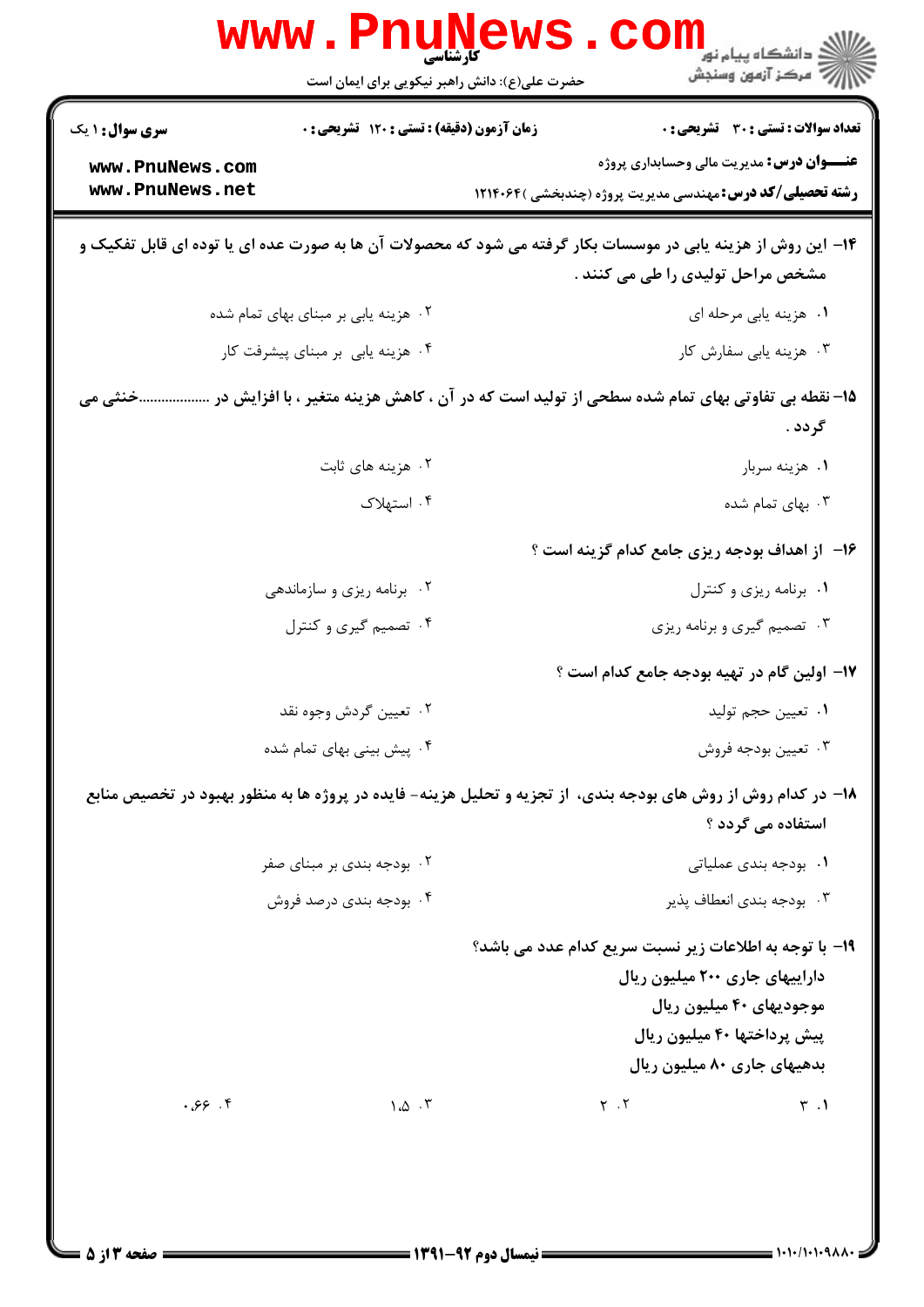۱۴- این روش از هزینه یابی در موسسات بکار گرفته می شود که محصولات آن ها به صورت عده ای یا توده ای قابل تفکیک و مشخص مراحل تولیدی را طی می کنند .

۱. هزینه یابی مرحله ای

۲. هزینه یابی بر مبنای بهای تمام شده

۳. هزینه یابی سفارش کار

۴. هزینه یابی بر مبنای پیشرفت کار

۱۵- نقطه بی تفاوتی بهای تمام شده سطحی از تولید است که در آن ، کاهش هزینه متغیر ، با افزایش در ..................خنثی می گردد .

۱. هزینه سربار

۲. هزینه های ثابت

۳. بهای تمام شده

۴. استهلاک

۱۶- از اهداف بودجه ریزی جامع کدام گزینه است ؟

۱. برنامه ریزی و کنترل

۲. برنامه ریزی و سازماندهی

۳. تصمیم گیری و برنامه ریزی

۴. تصمیم گیری و کنترل

۱۷- اولین گام در تهیه بودجه جامع کدام است ؟

۱. تعیین حجم تولید

۲. تعیین گردش وجوه نقد

۳. تعیین بودجه فروش

۴. پیش بینی بهای تمام شده

۱۸- در کدام روش از روش های بودجه بندی، از تجزیه و تحلیل هزینه- فایده در پروژه ها به منظور بهبود در تخصیص منابع استفاده می گردد ؟

۱. بودجه بندی عملیاتی

۲. بودجه بندی بر مبنای صفر

۳. بودجه بندی انعطاف پذیر

۴. بودجه بندی درصد فروش

۱۹- با توجه به اطلاعات زیر نسبت سریع کدام عدد می باشد؟

داراییهای جاری ۲۰۰ میلیون ریال

موجودیهای ۴۰ میلیون ریال

پیش پرداختها ۴۰ میلیون ریال

بدهیهای جاری ۸۰ میلیون ریال

۱. ۳

۲. ۲

۳. ۱.۵

۴. ۰.۶۶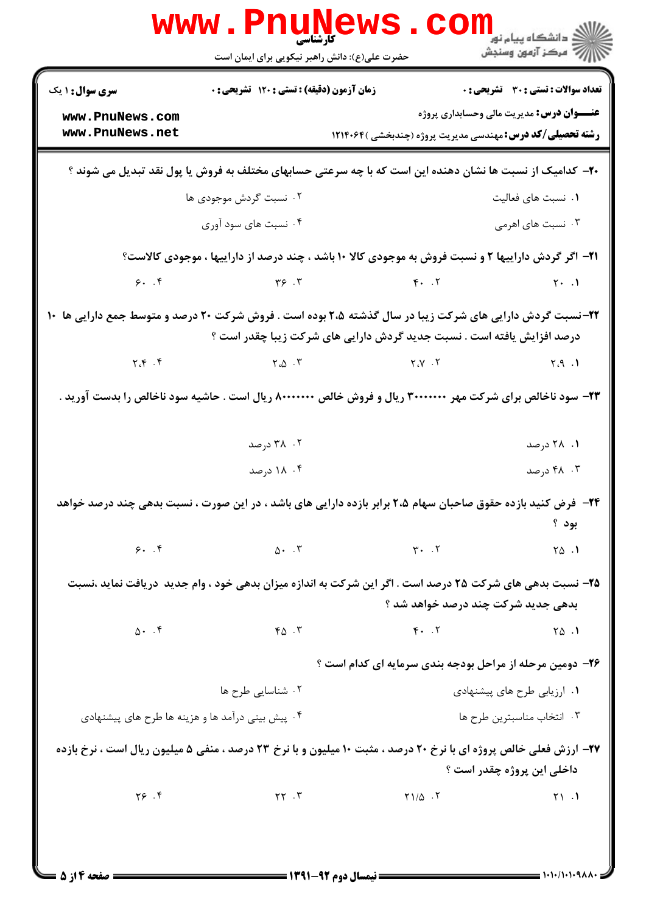۲۰- کدامیک از نسبت ها نشان دهنده این است که با چه سرعتی حسابهای مختلف به فروش یا پول نقد تبدیل می شوند ؟

۱. نسبت های فعالیت
۲. نسبت گردش موجودی ها
۳. نسبت های اهرمی
۴. نسبت های سود آوری

۲۱- اگر گردش داراییها ۲ و نسبت فروش به موجودی کالا ۱۰ باشد ، چند درصد از داراییها ، موجودی کالاست؟

۱. ۲۰
۲. ۴۰
۳. ۳۶
۴. ۶۰

۲۲-نسبت گردش دارایی های شرکت زیبا در سال گذشته ۲،۵ بوده است . فروش شرکت ۲۰ درصد و متوسط جمع دارایی ها ۱۰ درصد افزایش یافته است . نسبت جدید گردش دارایی های شرکت زیبا چقدر است ؟

۱. ۲،۹
۲. ۲،۷
۳. ۲،۵
۴. ۲،۴

۲۳- سود ناخالص برای شرکت مهر ۳۰۰۰۰۰۰ ریال و فروش خالص ۸۰۰۰۰۰۰ ریال است . حاشیه سود ناخالص را بدست آورید .

۱. ۲۸ درصد
۲. ۳۸ درصد
۳. ۴۸ درصد
۴. ۱۸ درصد

۲۴- فرض کنید بازده حقوق صاحبان سهام ۲،۵ برابر بازده دارایی های باشد ، در این صورت ، نسبت بدهی چند درصد خواهد بود ؟

۱. ۲۵
۲. ۳۰
۳. ۵۰
۴. ۶۰

۲۵- نسبت بدهی های شرکت ۲۵ درصد است . اگر این شرکت به اندازه میزان بدهی خود ، وام جدید دریافت نماید ،نسبت بدهی جدید شرکت چند درصد خواهد شد ؟

۱. ۲۵
۲. ۴۰
۳. ۴۵
۴. ۵۰

۲۶- دومین مرحله از مراحل بودجه بندی سرمایه ای کدام است ؟

۱. ارزیابی طرح های پیشنهادی
۲. شناسایی طرح ها
۳. انتخاب مناسبترین طرح ها
۴. پیش بینی درآمد ها و هزینه ها طرح های پیشنهادی

۲۷- ارزش فعلی خالص پروژه ای با نرخ ۲۰ درصد ، مثبت ۱۰ میلیون و با نرخ ۲۳ درصد ، منفی ۵ میلیون ریال است ، نرخ بازده داخلی این پروژه چقدر است ؟

۱. ۲۱
۲. ۲۱/۵
۳. ۲۲
۴. ۲۶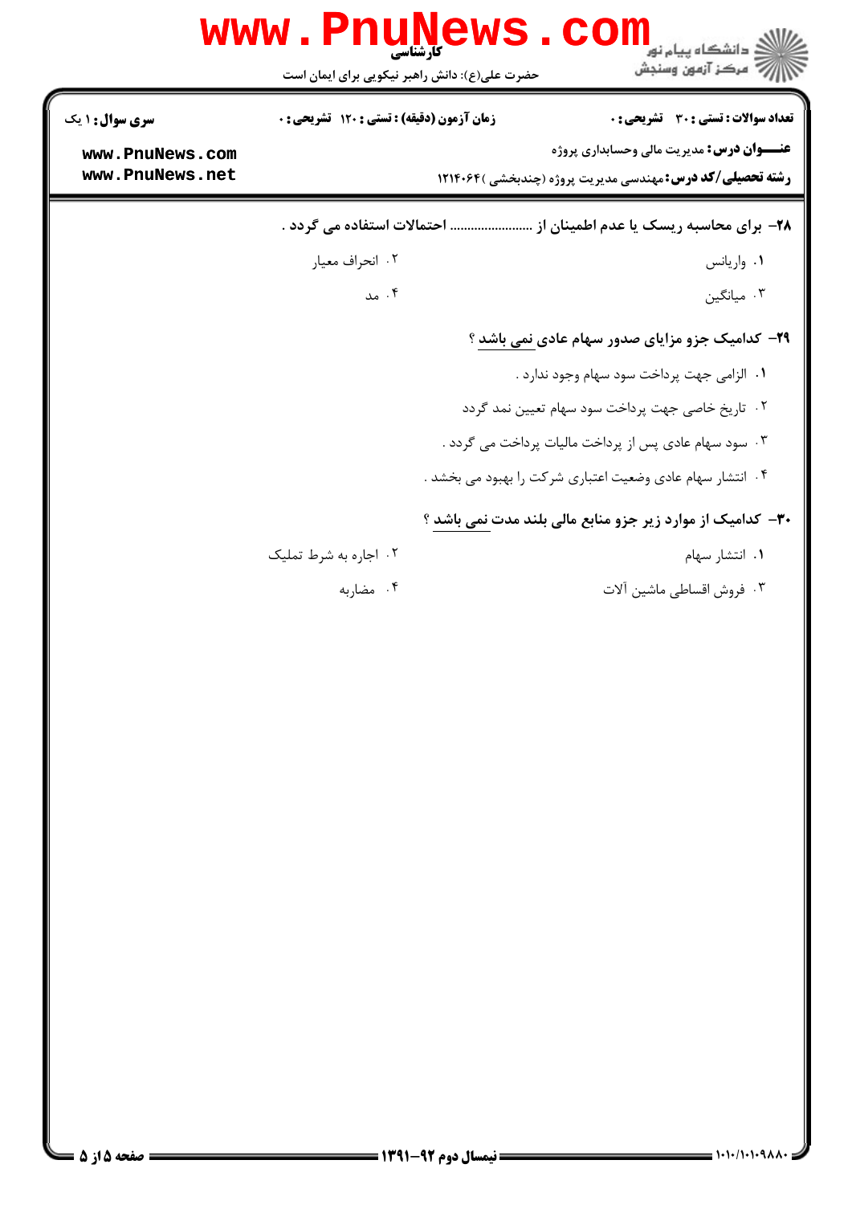**۲۸- برای محاسبه ریسک یا عدم اطمینان از ...................... احتمالات استفاده می گردد .**

۱. واریانس

۲. انحراف معیار

۳. میانگین

۴. مد

**۲۹- کدامیک جزو مزایای صدور سهام عادی نمی باشد ؟**

۱. الزامی جهت پرداخت سود سهام وجود ندارد .

۲. تاریخ خاصی جهت پرداخت سود سهام تعیین نمد گردد

۳. سود سهام عادی پس از پرداخت مالیات پرداخت می گردد .

۴. انتشار سهام عادی وضعیت اعتباری شرکت را بهبود می بخشد .

**۳۰- کدامیک از موارد زیر جزو منابع مالی بلند مدت نمی باشد ؟**

۱. انتشار سهام

۲. اجاره به شرط تملیک

۳. فروش اقساطی ماشین آلات

۴. مضاربه